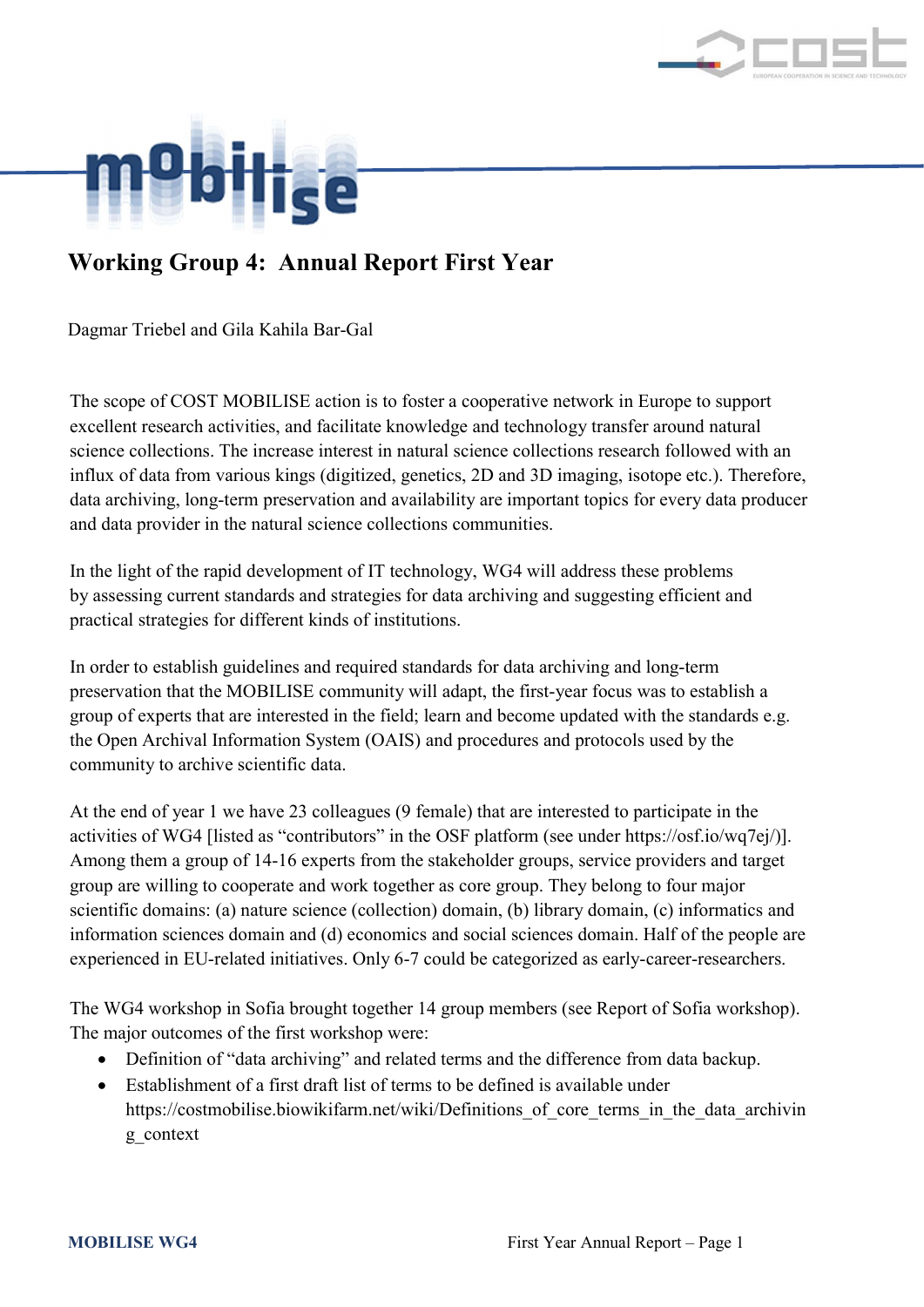# Working Group 4: Annual Report First Year

Dagmar Triebel and Gila Kahila Bar-Gal

The scope of COST MOBILISE action is to foster a cooperative network in Europe to support excellent research activities, and facilitate knowledge and technology transfer around natural science collections. The increase interest in natural science collections research followed with an influx of data from various kings (digitized, genetics, 2D and 3D imaging, isotope etc.). Therefore, data archiving, long-term preservation and availability are important topics for every data producer and data provider in the natural science collections communities.

In the light of the rapid development of IT technology, WG4 will address these problems by assessing current standards and strategies for data archiving and suggesting efficient and practical strategies for different kinds of institutions.

In order to establish guidelines and required standards for data archiving and long-term preservation that the MOBILISE community will adapt, the first-year focus was to establish a group of experts that are interested in the field; learn and become updated with the standards e.g. the Open Archival Information System (OAIS) and procedures and protocols used by the community to archive scientific data.

At the end of year 1 we have 23 colleagues (9 female) that are interested to participate in the activities of WG4 [listed as "contributors" in the OSF platform (see under https://osf.io/wq7ej/)]. Among them a group of 14-16 experts from the stakeholder groups, service providers and target group are willing to cooperate and work together as core group. They belong to four major scientific domains: (a) nature science (collection) domain, (b) library domain, (c) informatics and information sciences domain and (d) economics and social sciences domain. Half of the people are experienced in EU-related initiatives. Only 6-7 could be categorized as early-career-researchers.

The WG4 workshop in Sofia brought together 14 group members (see Report of Sofia workshop). The major outcomes of the first workshop were:

- Definition of "data archiving" and related terms and the difference from data backup.
- Establishment of a first draft list of terms to be defined is available under https://costmobilise.biowikifarm.net/wiki/Definitions_of_core_terms_in_the_data_archiving_context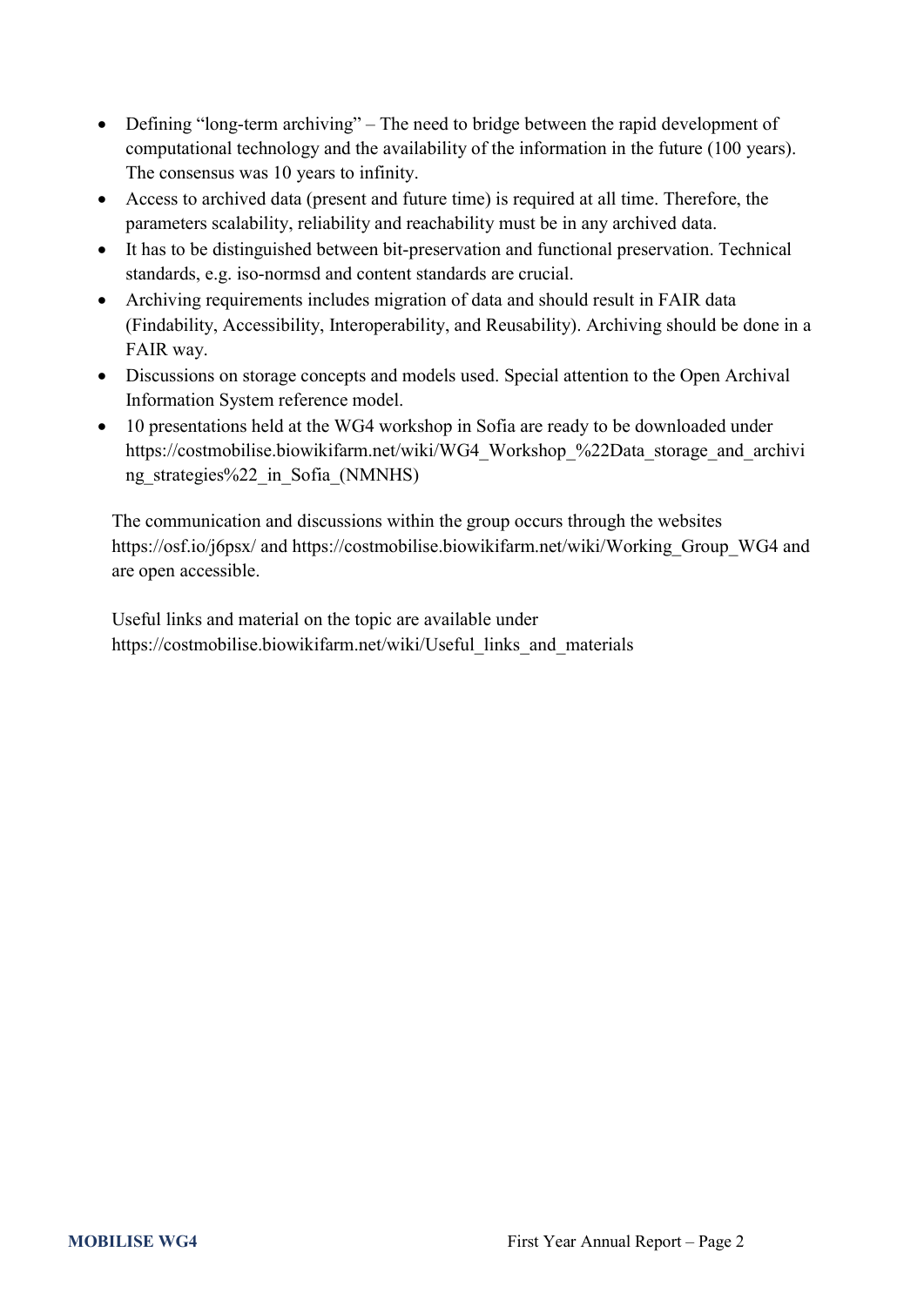- Defining "long-term archiving" – The need to bridge between the rapid development of computational technology and the availability of the information in the future (100 years). The consensus was 10 years to infinity.
- Access to archived data (present and future time) is required at all time. Therefore, the parameters scalability, reliability and reachability must be in any archived data.
- It has to be distinguished between bit-preservation and functional preservation. Technical standards, e.g. iso-normsd and content standards are crucial.
- Archiving requirements includes migration of data and should result in FAIR data (Findability, Accessibility, Interoperability, and Reusability). Archiving should be done in a FAIR way.
- Discussions on storage concepts and models used. Special attention to the Open Archival Information System reference model.
- 10 presentations held at the WG4 workshop in Sofia are ready to be downloaded under https://costmobilise.biowikifarm.net/wiki/WG4_Workshop_%22Data_storage_and_archiving_strategies%22_in_Sofia_(NMNHS)

The communication and discussions within the group occurs through the websites https://osf.io/j6psx/ and https://costmobilise.biowikifarm.net/wiki/Working_Group_WG4 and are open accessible.

Useful links and material on the topic are available under https://costmobilise.biowikifarm.net/wiki/Useful_links_and_materials